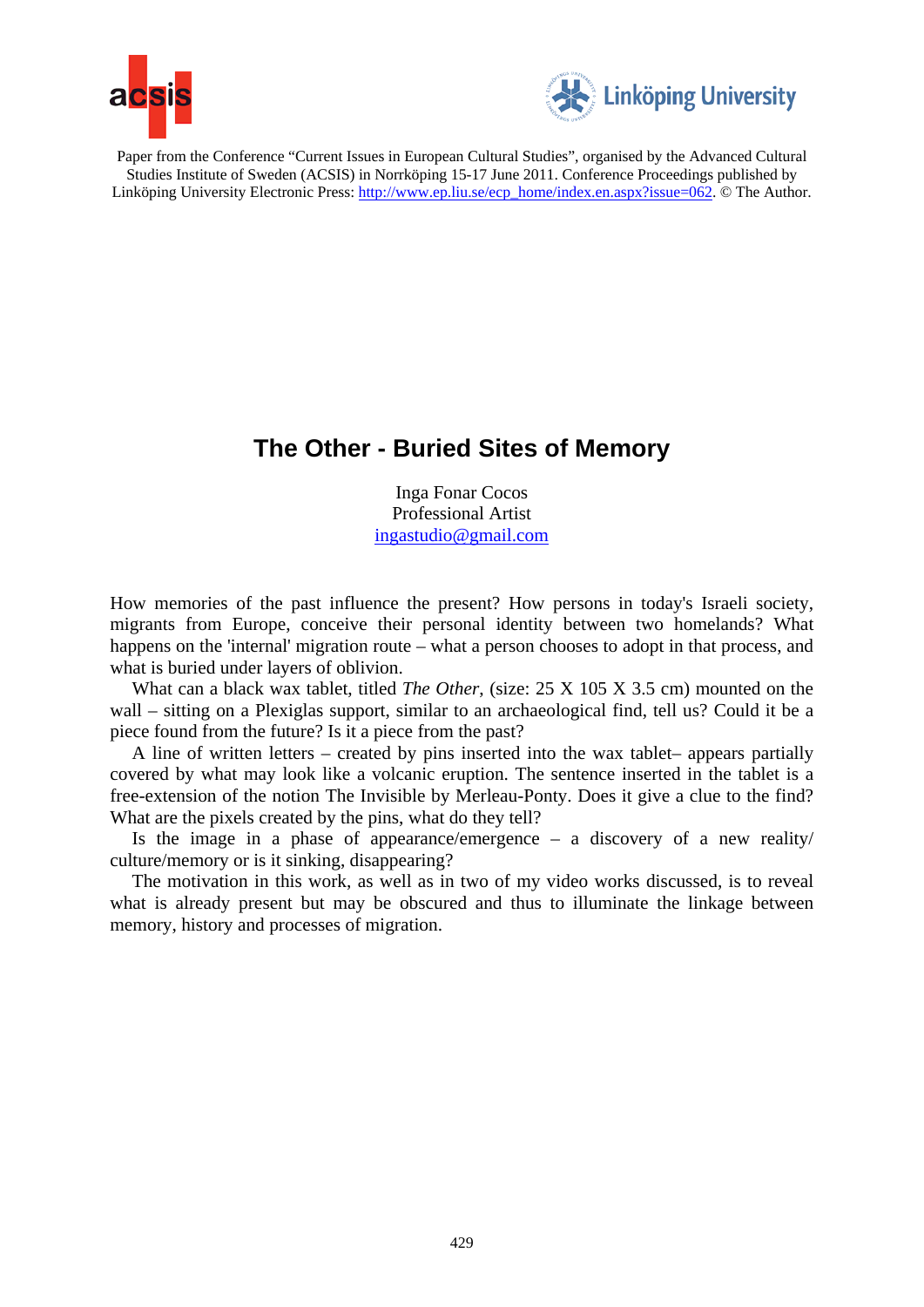Paper from the Conference "Current Issues in European Cultural Studies", organised by the Advanced Cultural Studies Institute of Sweden (ACSIS) in Norrköping 15-17 June 2011. Conference Proceedings published by Linköping University Electronic Press: http://www.ep.liu.se/ecp_home/index.en.aspx?issue=062. © The Author.

# The Other - Buried Sites of Memory

Inga Fonar Cocos
Professional Artist
ingastudio@gmail.com

How memories of the past influence the present? How persons in today's Israeli society, migrants from Europe, conceive their personal identity between two homelands? What happens on the 'internal' migration route – what a person chooses to adopt in that process, and what is buried under layers of oblivion.

What can a black wax tablet, titled *The Other*, (size: 25 X 105 X 3.5 cm) mounted on the wall – sitting on a Plexiglas support, similar to an archaeological find, tell us? Could it be a piece found from the future? Is it a piece from the past?

A line of written letters – created by pins inserted into the wax tablet– appears partially covered by what may look like a volcanic eruption. The sentence inserted in the tablet is a free-extension of the notion The Invisible by Merleau-Ponty. Does it give a clue to the find? What are the pixels created by the pins, what do they tell?

Is the image in a phase of appearance/emergence – a discovery of a new reality/ culture/memory or is it sinking, disappearing?

The motivation in this work, as well as in two of my video works discussed, is to reveal what is already present but may be obscured and thus to illuminate the linkage between memory, history and processes of migration.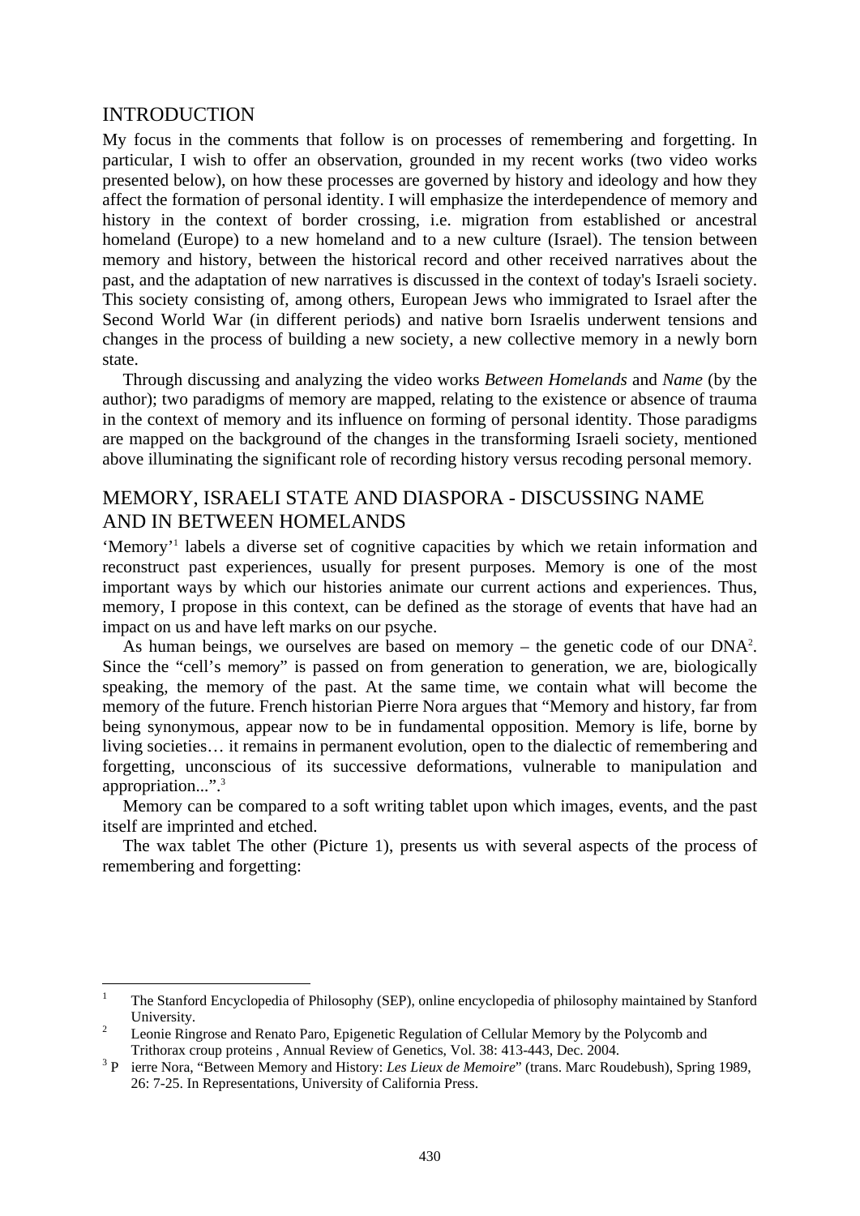## INTRODUCTION

My focus in the comments that follow is on processes of remembering and forgetting. In particular, I wish to offer an observation, grounded in my recent works (two video works presented below), on how these processes are governed by history and ideology and how they affect the formation of personal identity. I will emphasize the interdependence of memory and history in the context of border crossing, i.e. migration from established or ancestral homeland (Europe) to a new homeland and to a new culture (Israel). The tension between memory and history, between the historical record and other received narratives about the past, and the adaptation of new narratives is discussed in the context of today's Israeli society. This society consisting of, among others, European Jews who immigrated to Israel after the Second World War (in different periods) and native born Israelis underwent tensions and changes in the process of building a new society, a new collective memory in a newly born state.

Through discussing and analyzing the video works *Between Homelands* and *Name* (by the author); two paradigms of memory are mapped, relating to the existence or absence of trauma in the context of memory and its influence on forming of personal identity. Those paradigms are mapped on the background of the changes in the transforming Israeli society, mentioned above illuminating the significant role of recording history versus recoding personal memory.

## MEMORY, ISRAELI STATE AND DIASPORA - DISCUSSING NAME AND IN BETWEEN HOMELANDS

'Memory'[1] labels a diverse set of cognitive capacities by which we retain information and reconstruct past experiences, usually for present purposes. Memory is one of the most important ways by which our histories animate our current actions and experiences. Thus, memory, I propose in this context, can be defined as the storage of events that have had an impact on us and have left marks on our psyche.

As human beings, we ourselves are based on memory – the genetic code of our DNA[2]. Since the "cell's memory" is passed on from generation to generation, we are, biologically speaking, the memory of the past. At the same time, we contain what will become the memory of the future. French historian Pierre Nora argues that "Memory and history, far from being synonymous, appear now to be in fundamental opposition. Memory is life, borne by living societies… it remains in permanent evolution, open to the dialectic of remembering and forgetting, unconscious of its successive deformations, vulnerable to manipulation and appropriation...".[3]

Memory can be compared to a soft writing tablet upon which images, events, and the past itself are imprinted and etched.

The wax tablet The other (Picture 1), presents us with several aspects of the process of remembering and forgetting:

---

[1] The Stanford Encyclopedia of Philosophy (SEP), online encyclopedia of philosophy maintained by Stanford University.

[2] Leonie Ringrose and Renato Paro, Epigenetic Regulation of Cellular Memory by the Polycomb and Trithorax croup proteins , Annual Review of Genetics, Vol. 38: 413-443, Dec. 2004.

[3] Pierre Nora, "Between Memory and History: *Les Lieux de Memoire*" (trans. Marc Roudebush), Spring 1989, 26: 7-25. In Representations, University of California Press.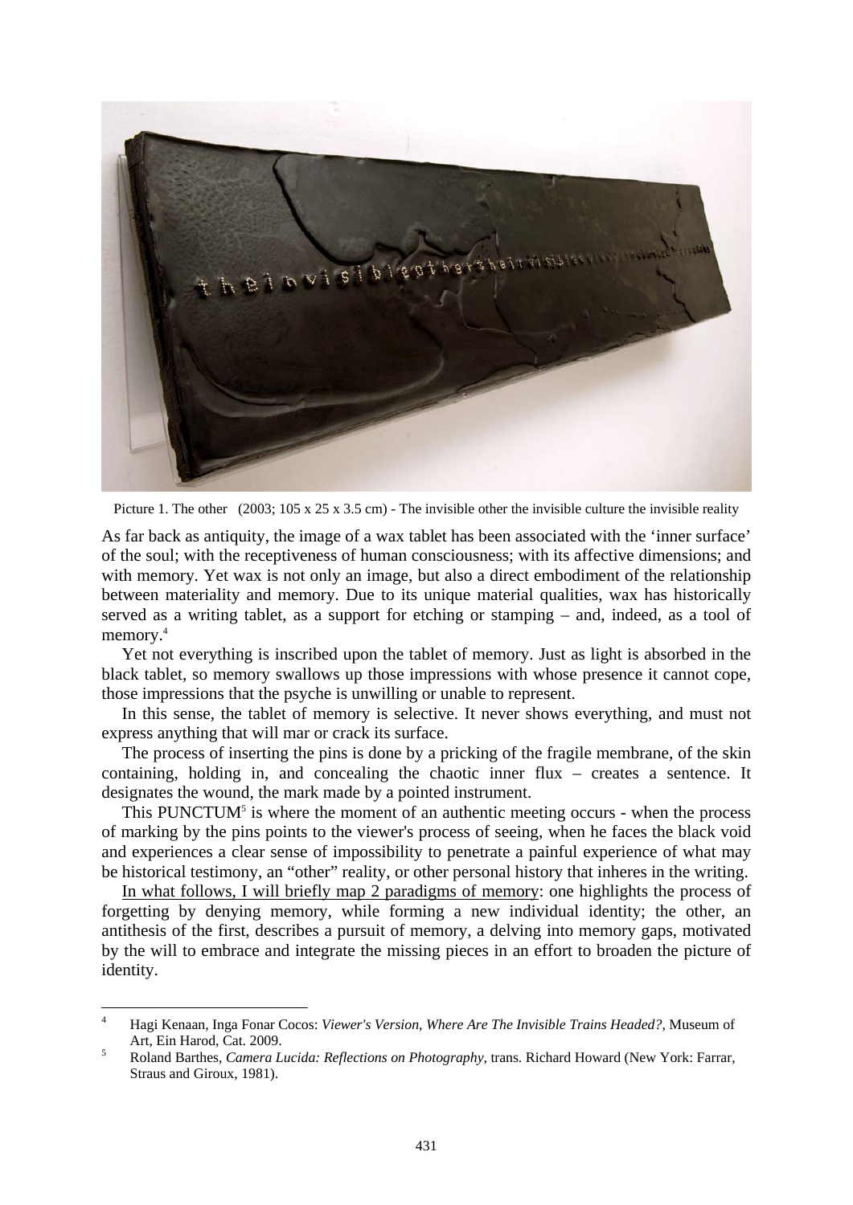Picture 1. The other (2003; 105 x 25 x 3.5 cm) - The invisible other the invisible culture the invisible reality

As far back as antiquity, the image of a wax tablet has been associated with the 'inner surface' of the soul; with the receptiveness of human consciousness; with its affective dimensions; and with memory. Yet wax is not only an image, but also a direct embodiment of the relationship between materiality and memory. Due to its unique material qualities, wax has historically served as a writing tablet, as a support for etching or stamping – and, indeed, as a tool of memory.[4]

Yet not everything is inscribed upon the tablet of memory. Just as light is absorbed in the black tablet, so memory swallows up those impressions with whose presence it cannot cope, those impressions that the psyche is unwilling or unable to represent.

In this sense, the tablet of memory is selective. It never shows everything, and must not express anything that will mar or crack its surface.

The process of inserting the pins is done by a pricking of the fragile membrane, of the skin containing, holding in, and concealing the chaotic inner flux – creates a sentence. It designates the wound, the mark made by a pointed instrument.

This PUNCTUM[5] is where the moment of an authentic meeting occurs - when the process of marking by the pins points to the viewer's process of seeing, when he faces the black void and experiences a clear sense of impossibility to penetrate a painful experience of what may be historical testimony, an "other" reality, or other personal history that inheres in the writing.

In what follows, I will briefly map 2 paradigms of memory: one highlights the process of forgetting by denying memory, while forming a new individual identity; the other, an antithesis of the first, describes a pursuit of memory, a delving into memory gaps, motivated by the will to embrace and integrate the missing pieces in an effort to broaden the picture of identity.

---

[4] Hagi Kenaan, Inga Fonar Cocos: *Viewer's Version, Where Are The Invisible Trains Headed?*, Museum of Art, Ein Harod, Cat. 2009.

[5] Roland Barthes, *Camera Lucida: Reflections on Photography*, trans. Richard Howard (New York: Farrar, Straus and Giroux, 1981).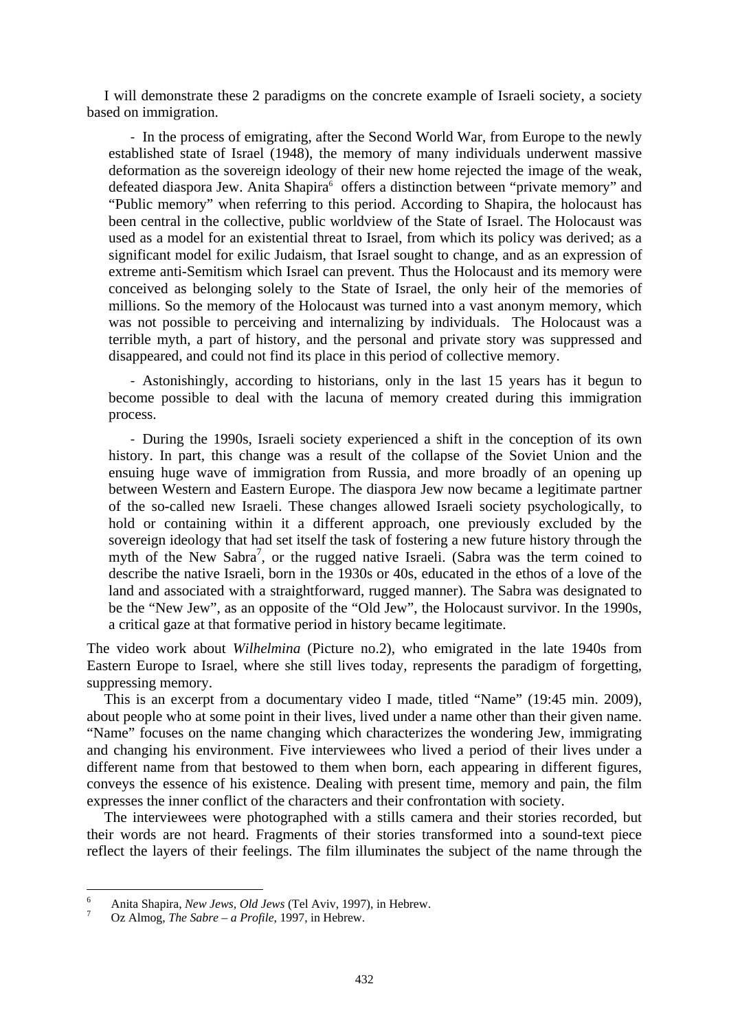I will demonstrate these 2 paradigms on the concrete example of Israeli society, a society based on immigration.

- In the process of emigrating, after the Second World War, from Europe to the newly established state of Israel (1948), the memory of many individuals underwent massive deformation as the sovereign ideology of their new home rejected the image of the weak, defeated diaspora Jew. Anita Shapira[6] offers a distinction between "private memory" and "Public memory" when referring to this period. According to Shapira, the holocaust has been central in the collective, public worldview of the State of Israel. The Holocaust was used as a model for an existential threat to Israel, from which its policy was derived; as a significant model for exilic Judaism, that Israel sought to change, and as an expression of extreme anti-Semitism which Israel can prevent. Thus the Holocaust and its memory were conceived as belonging solely to the State of Israel, the only heir of the memories of millions. So the memory of the Holocaust was turned into a vast anonym memory, which was not possible to perceiving and internalizing by individuals. The Holocaust was a terrible myth, a part of history, and the personal and private story was suppressed and disappeared, and could not find its place in this period of collective memory.

- Astonishingly, according to historians, only in the last 15 years has it begun to become possible to deal with the lacuna of memory created during this immigration process.

- During the 1990s, Israeli society experienced a shift in the conception of its own history. In part, this change was a result of the collapse of the Soviet Union and the ensuing huge wave of immigration from Russia, and more broadly of an opening up between Western and Eastern Europe. The diaspora Jew now became a legitimate partner of the so-called new Israeli. These changes allowed Israeli society psychologically, to hold or containing within it a different approach, one previously excluded by the sovereign ideology that had set itself the task of fostering a new future history through the myth of the New Sabra[7], or the rugged native Israeli. (Sabra was the term coined to describe the native Israeli, born in the 1930s or 40s, educated in the ethos of a love of the land and associated with a straightforward, rugged manner). The Sabra was designated to be the "New Jew", as an opposite of the "Old Jew", the Holocaust survivor. In the 1990s, a critical gaze at that formative period in history became legitimate.

The video work about *Wilhelmina* (Picture no.2), who emigrated in the late 1940s from Eastern Europe to Israel, where she still lives today, represents the paradigm of forgetting, suppressing memory.

This is an excerpt from a documentary video I made, titled "Name" (19:45 min. 2009), about people who at some point in their lives, lived under a name other than their given name. "Name" focuses on the name changing which characterizes the wondering Jew, immigrating and changing his environment. Five interviewees who lived a period of their lives under a different name from that bestowed to them when born, each appearing in different figures, conveys the essence of his existence. Dealing with present time, memory and pain, the film expresses the inner conflict of the characters and their confrontation with society.

The interviewees were photographed with a stills camera and their stories recorded, but their words are not heard. Fragments of their stories transformed into a sound-text piece reflect the layers of their feelings. The film illuminates the subject of the name through the

---

[6] Anita Shapira, *New Jews, Old Jews* (Tel Aviv, 1997), in Hebrew.

[7] Oz Almog, *The Sabre – a Profile*, 1997, in Hebrew.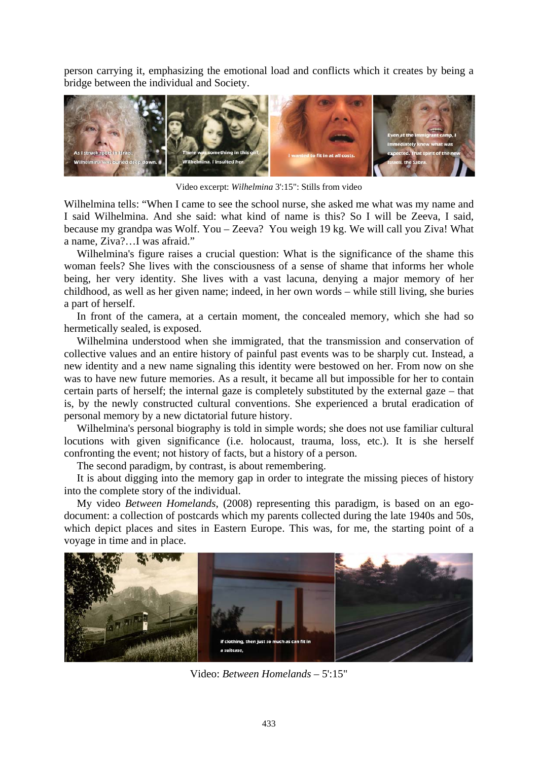person carrying it, emphasizing the emotional load and conflicts which it creates by being a bridge between the individual and Society.

Video excerpt: *Wilhelmina* 3':15": Stills from video

Wilhelmina tells: "When I came to see the school nurse, she asked me what was my name and I said Wilhelmina. And she said: what kind of name is this? So I will be Zeeva, I said, because my grandpa was Wolf. You – Zeeva? You weigh 19 kg. We will call you Ziva! What a name, Ziva?…I was afraid."

Wilhelmina's figure raises a crucial question: What is the significance of the shame this woman feels? She lives with the consciousness of a sense of shame that informs her whole being, her very identity. She lives with a vast lacuna, denying a major memory of her childhood, as well as her given name; indeed, in her own words – while still living, she buries a part of herself.

In front of the camera, at a certain moment, the concealed memory, which she had so hermetically sealed, is exposed.

Wilhelmina understood when she immigrated, that the transmission and conservation of collective values and an entire history of painful past events was to be sharply cut. Instead, a new identity and a new name signaling this identity were bestowed on her. From now on she was to have new future memories. As a result, it became all but impossible for her to contain certain parts of herself; the internal gaze is completely substituted by the external gaze – that is, by the newly constructed cultural conventions. She experienced a brutal eradication of personal memory by a new dictatorial future history.

Wilhelmina's personal biography is told in simple words; she does not use familiar cultural locutions with given significance (i.e. holocaust, trauma, loss, etc.). It is she herself confronting the event; not history of facts, but a history of a person.

The second paradigm, by contrast, is about remembering.

It is about digging into the memory gap in order to integrate the missing pieces of history into the complete story of the individual.

My video *Between Homelands*, (2008) representing this paradigm, is based on an ego-document: a collection of postcards which my parents collected during the late 1940s and 50s, which depict places and sites in Eastern Europe. This was, for me, the starting point of a voyage in time and in place.

Video: *Between Homelands* – 5':15"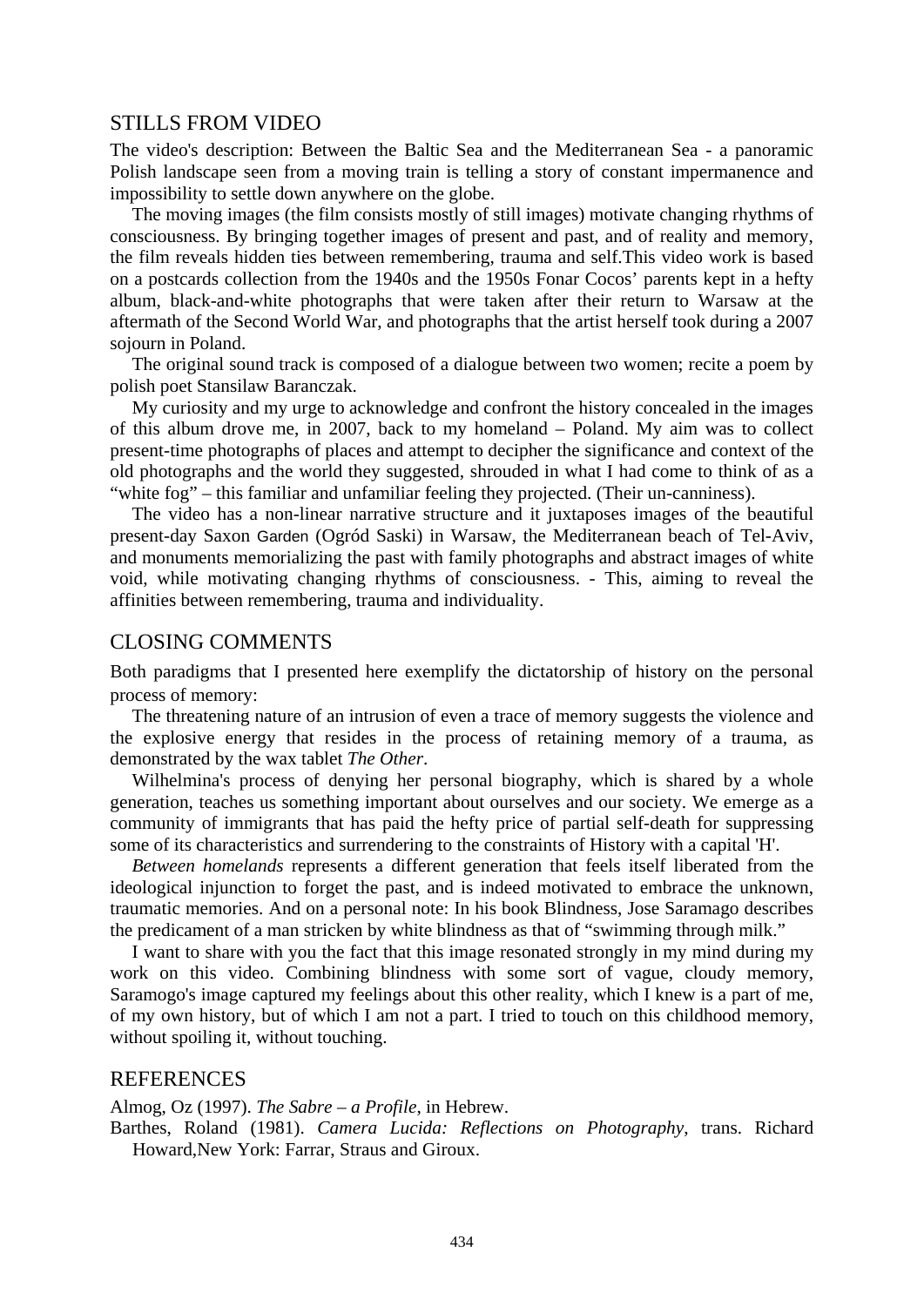## STILLS FROM VIDEO

The video's description: Between the Baltic Sea and the Mediterranean Sea - a panoramic Polish landscape seen from a moving train is telling a story of constant impermanence and impossibility to settle down anywhere on the globe.

The moving images (the film consists mostly of still images) motivate changing rhythms of consciousness. By bringing together images of present and past, and of reality and memory, the film reveals hidden ties between remembering, trauma and self.This video work is based on a postcards collection from the 1940s and the 1950s Fonar Cocos' parents kept in a hefty album, black-and-white photographs that were taken after their return to Warsaw at the aftermath of the Second World War, and photographs that the artist herself took during a 2007 sojourn in Poland.

The original sound track is composed of a dialogue between two women; recite a poem by polish poet Stansilaw Baranczak.

My curiosity and my urge to acknowledge and confront the history concealed in the images of this album drove me, in 2007, back to my homeland – Poland. My aim was to collect present-time photographs of places and attempt to decipher the significance and context of the old photographs and the world they suggested, shrouded in what I had come to think of as a "white fog" – this familiar and unfamiliar feeling they projected. (Their un-canniness).

The video has a non-linear narrative structure and it juxtaposes images of the beautiful present-day Saxon Garden (Ogród Saski) in Warsaw, the Mediterranean beach of Tel-Aviv, and monuments memorializing the past with family photographs and abstract images of white void, while motivating changing rhythms of consciousness. - This, aiming to reveal the affinities between remembering, trauma and individuality.

## CLOSING COMMENTS

Both paradigms that I presented here exemplify the dictatorship of history on the personal process of memory:

The threatening nature of an intrusion of even a trace of memory suggests the violence and the explosive energy that resides in the process of retaining memory of a trauma, as demonstrated by the wax tablet *The Other*.

Wilhelmina's process of denying her personal biography, which is shared by a whole generation, teaches us something important about ourselves and our society. We emerge as a community of immigrants that has paid the hefty price of partial self-death for suppressing some of its characteristics and surrendering to the constraints of History with a capital 'H'.

*Between homelands* represents a different generation that feels itself liberated from the ideological injunction to forget the past, and is indeed motivated to embrace the unknown, traumatic memories. And on a personal note: In his book Blindness, Jose Saramago describes the predicament of a man stricken by white blindness as that of "swimming through milk."

I want to share with you the fact that this image resonated strongly in my mind during my work on this video. Combining blindness with some sort of vague, cloudy memory, Saramogo's image captured my feelings about this other reality, which I knew is a part of me, of my own history, but of which I am not a part. I tried to touch on this childhood memory, without spoiling it, without touching.

## REFERENCES

Almog, Oz (1997). *The Sabre – a Profile*, in Hebrew.

Barthes, Roland (1981). *Camera Lucida: Reflections on Photography*, trans. Richard Howard,New York: Farrar, Straus and Giroux.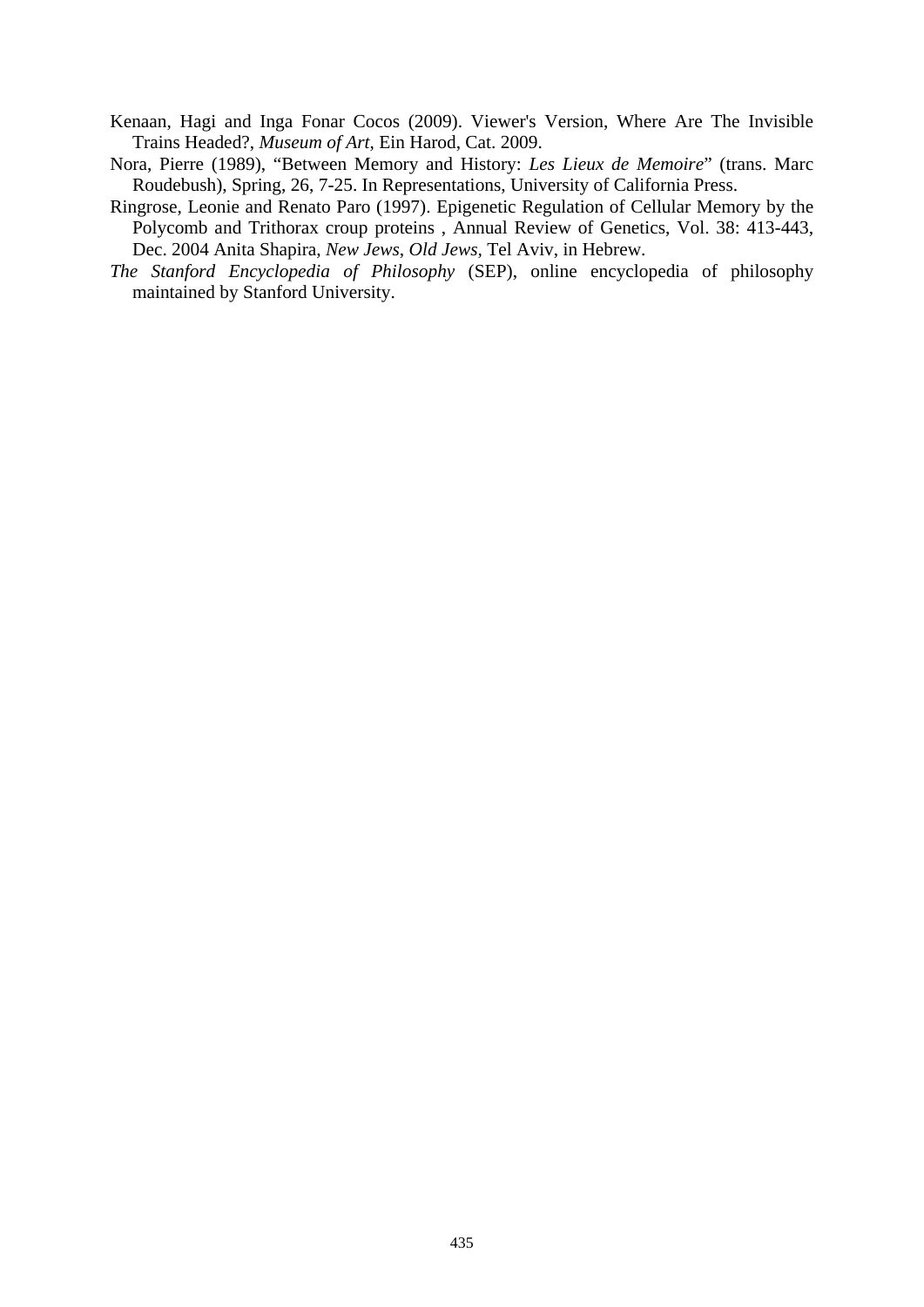Kenaan, Hagi and Inga Fonar Cocos (2009). Viewer's Version, Where Are The Invisible Trains Headed?, *Museum of Art*, Ein Harod, Cat. 2009.

Nora, Pierre (1989), "Between Memory and History: *Les Lieux de Memoire*" (trans. Marc Roudebush), Spring, 26, 7-25. In Representations, University of California Press.

Ringrose, Leonie and Renato Paro (1997). Epigenetic Regulation of Cellular Memory by the Polycomb and Trithorax croup proteins , Annual Review of Genetics, Vol. 38: 413-443, Dec. 2004 Anita Shapira, *New Jews, Old Jews*, Tel Aviv, in Hebrew.

*The Stanford Encyclopedia of Philosophy* (SEP), online encyclopedia of philosophy maintained by Stanford University.